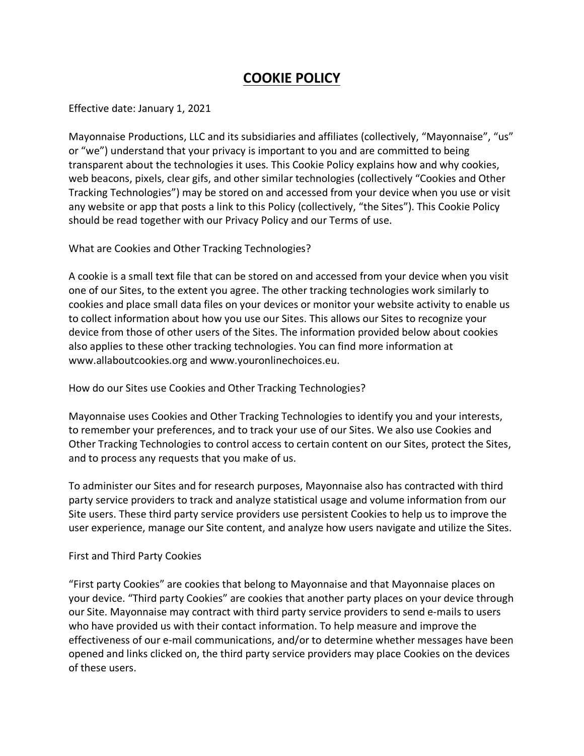# COOKIE POLICY

Effective date: January 1, 2021

Mayonnaise Productions, LLC and its subsidiaries and affiliates (collectively, "Mayonnaise", "us" or "we") understand that your privacy is important to you and are committed to being transparent about the technologies it uses. This Cookie Policy explains how and why cookies, web beacons, pixels, clear gifs, and other similar technologies (collectively "Cookies and Other Tracking Technologies") may be stored on and accessed from your device when you use or visit any website or app that posts a link to this Policy (collectively, "the Sites"). This Cookie Policy should be read together with our Privacy Policy and our Terms of use.

What are Cookies and Other Tracking Technologies?

A cookie is a small text file that can be stored on and accessed from your device when you visit one of our Sites, to the extent you agree. The other tracking technologies work similarly to cookies and place small data files on your devices or monitor your website activity to enable us to collect information about how you use our Sites. This allows our Sites to recognize your device from those of other users of the Sites. The information provided below about cookies also applies to these other tracking technologies. You can find more information at www.allaboutcookies.org and www.youronlinechoices.eu.

How do our Sites use Cookies and Other Tracking Technologies?

Mayonnaise uses Cookies and Other Tracking Technologies to identify you and your interests, to remember your preferences, and to track your use of our Sites. We also use Cookies and Other Tracking Technologies to control access to certain content on our Sites, protect the Sites, and to process any requests that you make of us.

To administer our Sites and for research purposes, Mayonnaise also has contracted with third party service providers to track and analyze statistical usage and volume information from our Site users. These third party service providers use persistent Cookies to help us to improve the user experience, manage our Site content, and analyze how users navigate and utilize the Sites.

First and Third Party Cookies

"First party Cookies" are cookies that belong to Mayonnaise and that Mayonnaise places on your device. "Third party Cookies" are cookies that another party places on your device through our Site. Mayonnaise may contract with third party service providers to send e-mails to users who have provided us with their contact information. To help measure and improve the effectiveness of our e-mail communications, and/or to determine whether messages have been opened and links clicked on, the third party service providers may place Cookies on the devices of these users.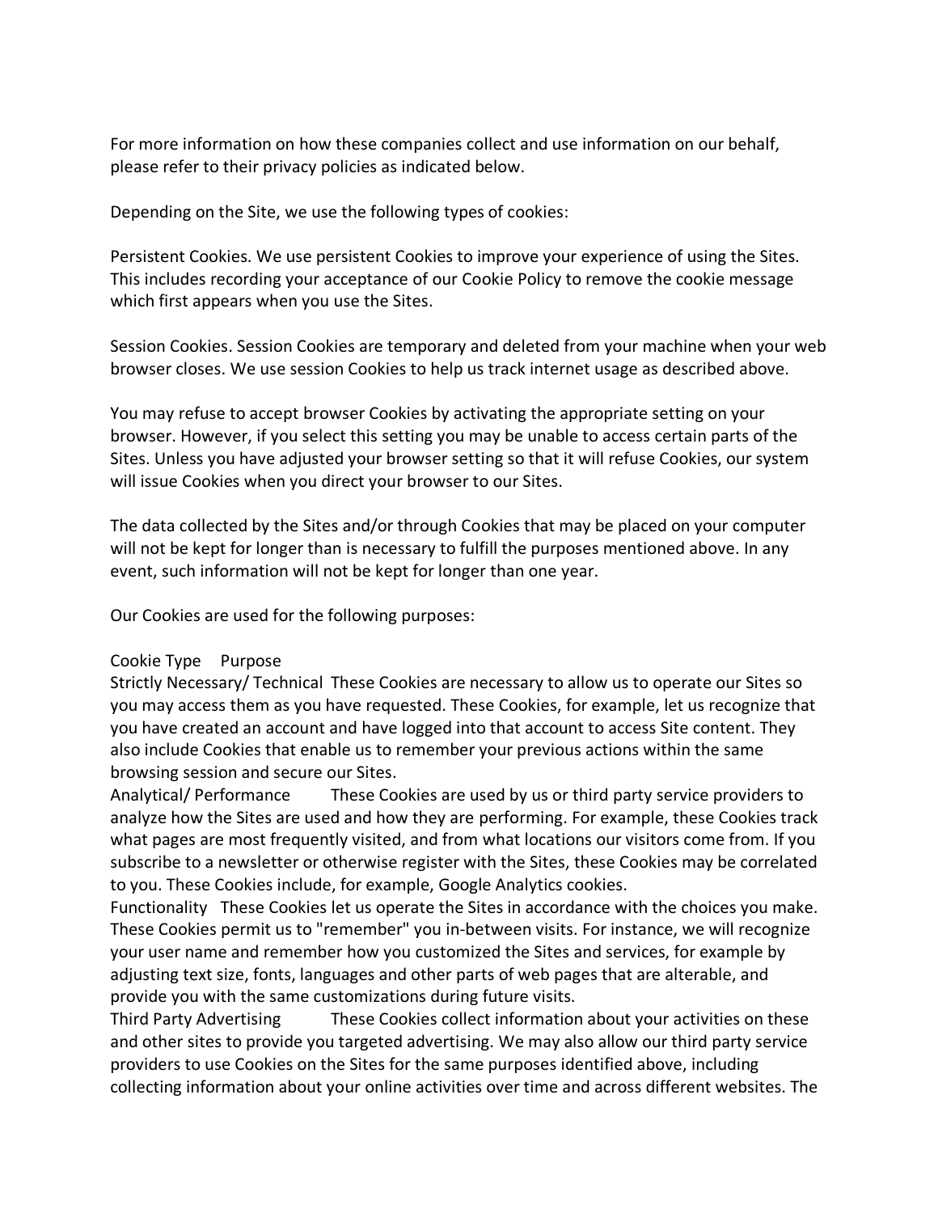For more information on how these companies collect and use information on our behalf, please refer to their privacy policies as indicated below.

Depending on the Site, we use the following types of cookies:

Persistent Cookies. We use persistent Cookies to improve your experience of using the Sites. This includes recording your acceptance of our Cookie Policy to remove the cookie message which first appears when you use the Sites.

Session Cookies. Session Cookies are temporary and deleted from your machine when your web browser closes. We use session Cookies to help us track internet usage as described above.

You may refuse to accept browser Cookies by activating the appropriate setting on your browser. However, if you select this setting you may be unable to access certain parts of the Sites. Unless you have adjusted your browser setting so that it will refuse Cookies, our system will issue Cookies when you direct your browser to our Sites.

The data collected by the Sites and/or through Cookies that may be placed on your computer will not be kept for longer than is necessary to fulfill the purposes mentioned above. In any event, such information will not be kept for longer than one year.

Our Cookies are used for the following purposes:

| Cookie Type | Purpose |
|---|---|
| Strictly Necessary/ Technical | These Cookies are necessary to allow us to operate our Sites so you may access them as you have requested. These Cookies, for example, let us recognize that you have created an account and have logged into that account to access Site content. They also include Cookies that enable us to remember your previous actions within the same browsing session and secure our Sites. |
| Analytical/ Performance | These Cookies are used by us or third party service providers to analyze how the Sites are used and how they are performing. For example, these Cookies track what pages are most frequently visited, and from what locations our visitors come from. If you subscribe to a newsletter or otherwise register with the Sites, these Cookies may be correlated to you. These Cookies include, for example, Google Analytics cookies. |
| Functionality | These Cookies let us operate the Sites in accordance with the choices you make. These Cookies permit us to "remember" you in-between visits. For instance, we will recognize your user name and remember how you customized the Sites and services, for example by adjusting text size, fonts, languages and other parts of web pages that are alterable, and provide you with the same customizations during future visits. |
| Third Party Advertising | These Cookies collect information about your activities on these and other sites to provide you targeted advertising. We may also allow our third party service providers to use Cookies on the Sites for the same purposes identified above, including collecting information about your online activities over time and across different websites. The |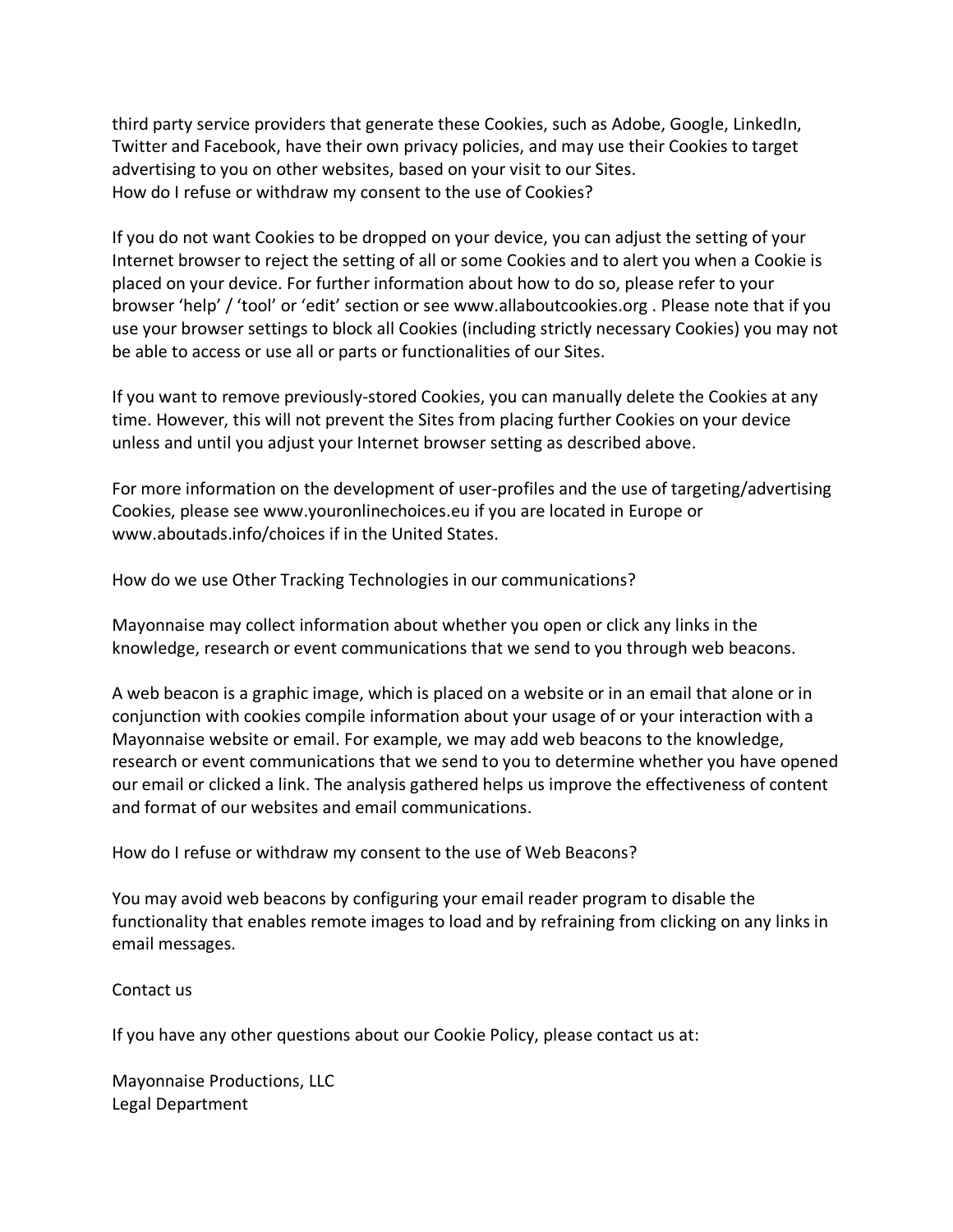third party service providers that generate these Cookies, such as Adobe, Google, LinkedIn, Twitter and Facebook, have their own privacy policies, and may use their Cookies to target advertising to you on other websites, based on your visit to our Sites.

How do I refuse or withdraw my consent to the use of Cookies?

If you do not want Cookies to be dropped on your device, you can adjust the setting of your Internet browser to reject the setting of all or some Cookies and to alert you when a Cookie is placed on your device. For further information about how to do so, please refer to your browser 'help' / 'tool' or 'edit' section or see www.allaboutcookies.org . Please note that if you use your browser settings to block all Cookies (including strictly necessary Cookies) you may not be able to access or use all or parts or functionalities of our Sites.

If you want to remove previously-stored Cookies, you can manually delete the Cookies at any time. However, this will not prevent the Sites from placing further Cookies on your device unless and until you adjust your Internet browser setting as described above.

For more information on the development of user-profiles and the use of targeting/advertising Cookies, please see www.youronlinechoices.eu if you are located in Europe or www.aboutads.info/choices if in the United States.

How do we use Other Tracking Technologies in our communications?

Mayonnaise may collect information about whether you open or click any links in the knowledge, research or event communications that we send to you through web beacons.

A web beacon is a graphic image, which is placed on a website or in an email that alone or in conjunction with cookies compile information about your usage of or your interaction with a Mayonnaise website or email. For example, we may add web beacons to the knowledge, research or event communications that we send to you to determine whether you have opened our email or clicked a link. The analysis gathered helps us improve the effectiveness of content and format of our websites and email communications.

How do I refuse or withdraw my consent to the use of Web Beacons?

You may avoid web beacons by configuring your email reader program to disable the functionality that enables remote images to load and by refraining from clicking on any links in email messages.

Contact us

If you have any other questions about our Cookie Policy, please contact us at:

Mayonnaise Productions, LLC
Legal Department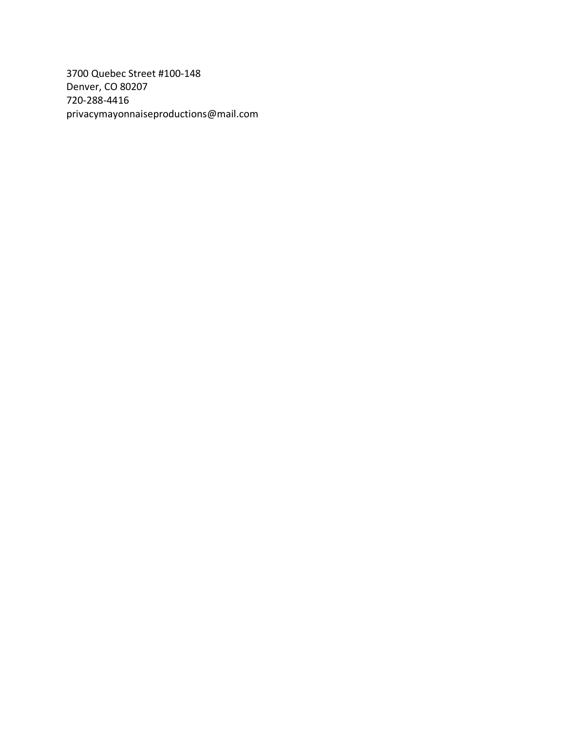3700 Quebec Street #100-148
Denver, CO 80207
720-288-4416
privacymayonnaiseproductions@mail.com